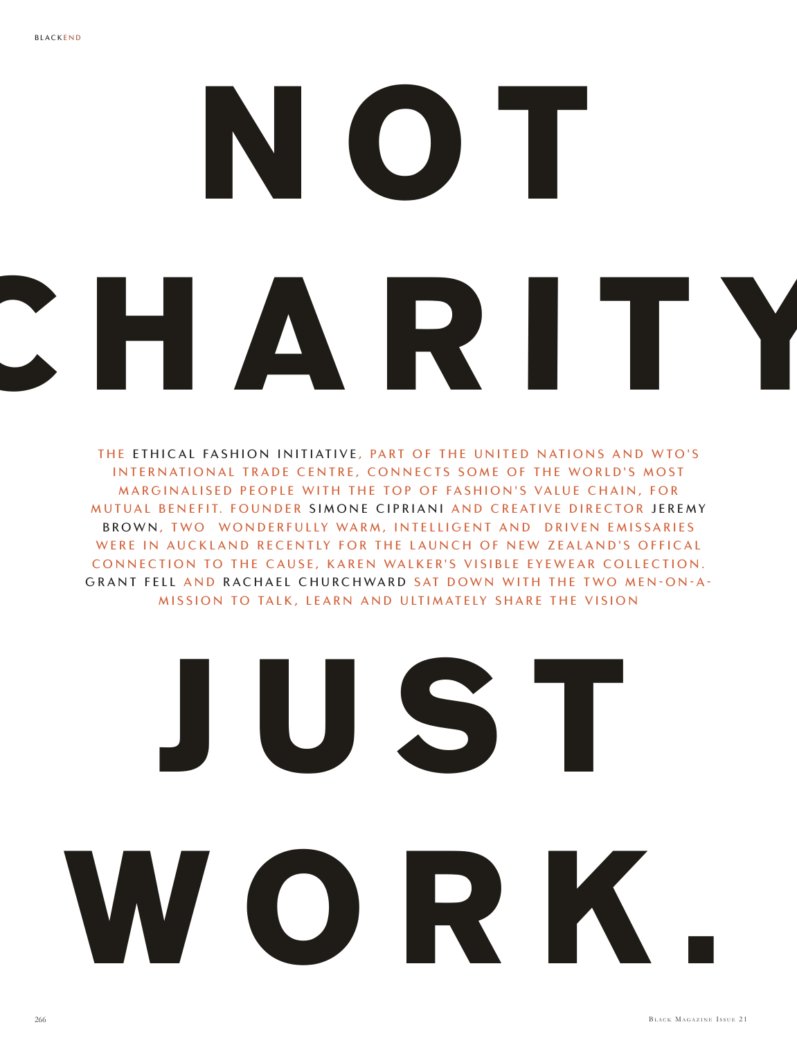# NOT CHARITY

THE ETHICAL FASHION INITIATIVE, PART OF THE UNITED NATIONS AND WTO'S INTERNATIONAL TRADE CENTRE, CONNECTS SOME OF THE WORLD'S MOST MARGINALISED PEOPLE WITH THE TOP OF FASHION'S VALUE CHAIN, FOR MUTUAL BENEFIT. FOUNDER SIMONE CIPRIANI AND CREATIVE DIRECTOR JEREMY BROWN, TWO WONDERFULLY WARM, INTELLIGENT AND DRIVEN EMISSARIES WERE IN AUCKLAND RECENTLY FOR THE LAUNCH OF NEW ZEALAND'S OFFICAL CONNECTION TO THE CAUSE, KAREN WALKER'S VISIBLE EYEWEAR COLLECTION. GRANT FELL AND RACHAEL CHURCHWARD SAT DOWN WITH THE TWO MEN-ON-A-MISSION TO TALK, LEARN AND ULTIMATELY SHARE THE VISION

# JUST WORK.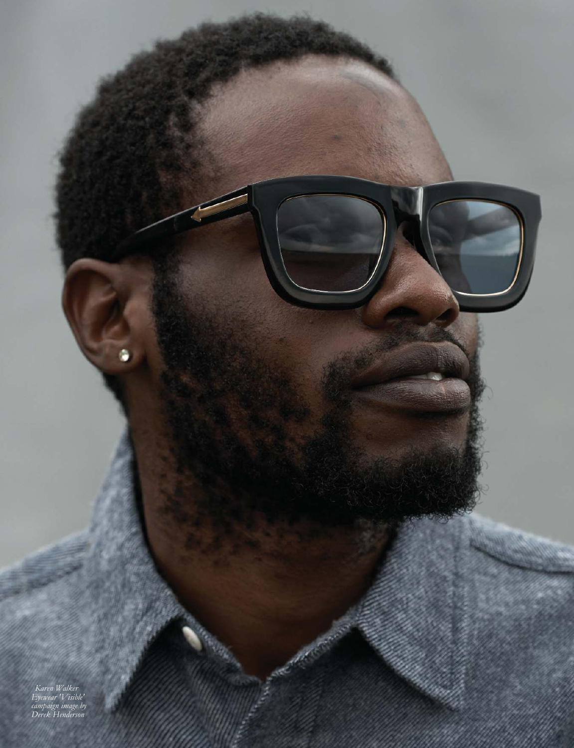*Karen Walker Eyewear 'Visible' campaign image by Derek Henderson*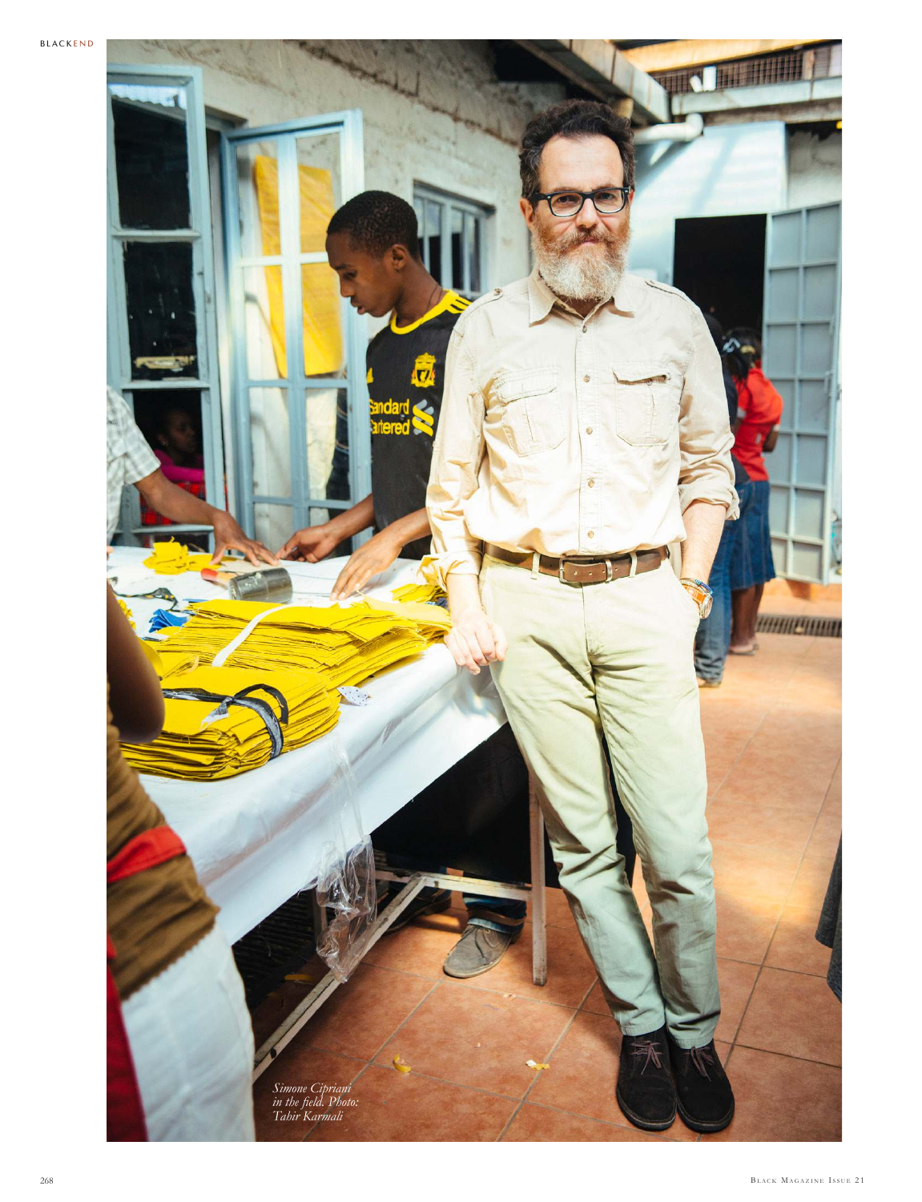*Simone Cipriani in the field. Photo: Tahir Karmali*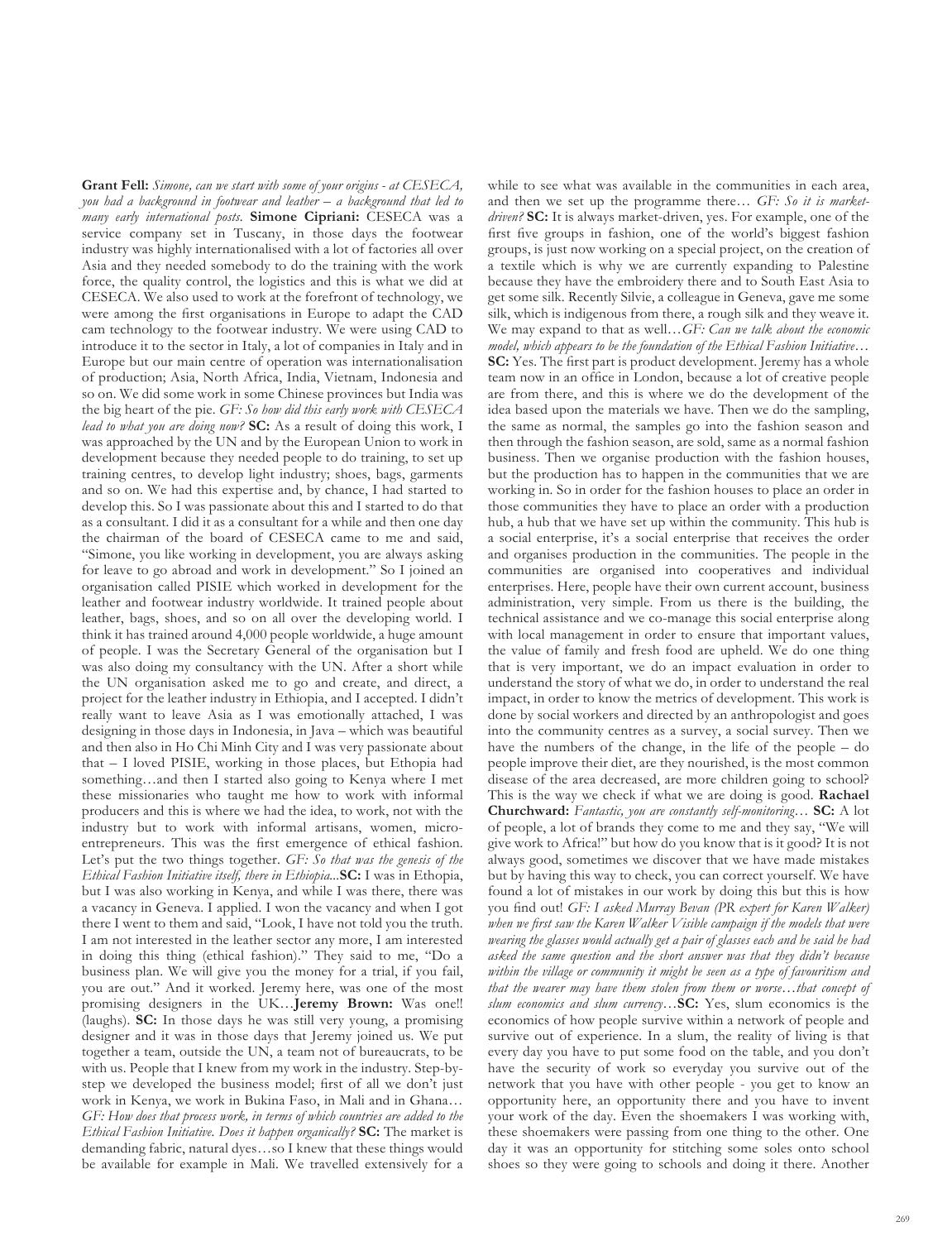**Grant Fell:** *Simone, can we start with some of your origins - at CESECA, you had a background in footwear and leather – a background that led to many early international posts.* **Simone Cipriani:** CESECA was a service company set in Tuscany, in those days the footwear industry was highly internationalised with a lot of factories all over Asia and they needed somebody to do the training with the work force, the quality control, the logistics and this is what we did at CESECA. We also used to work at the forefront of technology, we were among the first organisations in Europe to adapt the CAD cam technology to the footwear industry. We were using CAD to introduce it to the sector in Italy, a lot of companies in Italy and in Europe but our main centre of operation was internationalisation of production; Asia, North Africa, India, Vietnam, Indonesia and so on. We did some work in some Chinese provinces but India was the big heart of the pie. *GF: So how did this early work with CESECA lead to what you are doing now?* **SC:** As a result of doing this work, I was approached by the UN and by the European Union to work in development because they needed people to do training, to set up training centres, to develop light industry; shoes, bags, garments and so on. We had this expertise and, by chance, I had started to develop this. So I was passionate about this and I started to do that as a consultant. I did it as a consultant for a while and then one day the chairman of the board of CESECA came to me and said, "Simone, you like working in development, you are always asking for leave to go abroad and work in development." So I joined an organisation called PISIE which worked in development for the leather and footwear industry worldwide. It trained people about leather, bags, shoes, and so on all over the developing world. I think it has trained around 4,000 people worldwide, a huge amount of people. I was the Secretary General of the organisation but I was also doing my consultancy with the UN. After a short while the UN organisation asked me to go and create, and direct, a project for the leather industry in Ethiopia, and I accepted. I didn't really want to leave Asia as I was emotionally attached, I was designing in those days in Indonesia, in Java – which was beautiful and then also in Ho Chi Minh City and I was very passionate about that – I loved PISIE, working in those places, but Ethopia had something…and then I started also going to Kenya where I met these missionaries who taught me how to work with informal producers and this is where we had the idea, to work, not with the industry but to work with informal artisans, women, micro-entrepreneurs. This was the first emergence of ethical fashion. Let's put the two things together. *GF: So that was the genesis of the Ethical Fashion Initiative itself, there in Ethiopia...***SC:** I was in Ethopia, but I was also working in Kenya, and while I was there, there was a vacancy in Geneva. I applied. I won the vacancy and when I got there I went to them and said, "Look, I have not told you the truth. I am not interested in the leather sector any more, I am interested in doing this thing (ethical fashion)." They said to me, "Do a business plan. We will give you the money for a trial, if you fail, you are out." And it worked. Jeremy here, was one of the most promising designers in the UK…**Jeremy Brown:** Was one!! (laughs). **SC:** In those days he was still very young, a promising designer and it was in those days that Jeremy joined us. We put together a team, outside the UN, a team not of bureaucrats, to be with us. People that I knew from my work in the industry. Step-by-step we developed the business model; first of all we don't just work in Kenya, we work in Bukina Faso, in Mali and in Ghana… *GF: How does that process work, in terms of which countries are added to the Ethical Fashion Initiative. Does it happen organically?* **SC:** The market is demanding fabric, natural dyes…so I knew that these things would be available for example in Mali. We travelled extensively for a while to see what was available in the communities in each area, and then we set up the programme there… *GF: So it is market-driven?* **SC:** It is always market-driven, yes. For example, one of the first five groups in fashion, one of the world's biggest fashion groups, is just now working on a special project, on the creation of a textile which is why we are currently expanding to Palestine because they have the embroidery there and to South East Asia to get some silk. Recently Silvie, a colleague in Geneva, gave me some silk, which is indigenous from there, a rough silk and they weave it. We may expand to that as well…*GF: Can we talk about the economic model, which appears to be the foundation of the Ethical Fashion Initiative…* **SC:** Yes. The first part is product development. Jeremy has a whole team now in an office in London, because a lot of creative people are from there, and this is where we do the development of the idea based upon the materials we have. Then we do the sampling, the same as normal, the samples go into the fashion season and then through the fashion season, are sold, same as a normal fashion business. Then we organise production with the fashion houses, but the production has to happen in the communities that we are working in. So in order for the fashion houses to place an order in those communities they have to place an order with a production hub, a hub that we have set up within the community. This hub is a social enterprise, it's a social enterprise that receives the order and organises production in the communities. The people in the communities are organised into cooperatives and individual enterprises. Here, people have their own current account, business administration, very simple. From us there is the building, the technical assistance and we co-manage this social enterprise along with local management in order to ensure that important values, the value of family and fresh food are upheld. We do one thing that is very important, we do an impact evaluation in order to understand the story of what we do, in order to understand the real impact, in order to know the metrics of development. This work is done by social workers and directed by an anthropologist and goes into the community centres as a survey, a social survey. Then we have the numbers of the change, in the life of the people – do people improve their diet, are they nourished, is the most common disease of the area decreased, are more children going to school? This is the way we check if what we are doing is good. **Rachael Churchward:** *Fantastic, you are constantly self-monitoring…* **SC:** A lot of people, a lot of brands they come to me and they say, "We will give work to Africa!" but how do you know that is it good? It is not always good, sometimes we discover that we have made mistakes but by having this way to check, you can correct yourself. We have found a lot of mistakes in our work by doing this but this is how you find out! *GF: I asked Murray Bevan (PR expert for Karen Walker) when we first saw the Karen Walker Visible campaign if the models that were wearing the glasses would actually get a pair of glasses each and he said he had asked the same question and the short answer was that they didn't because within the village or community it might be seen as a type of favouritism and that the wearer may have them stolen from them or worse…that concept of slum economics and slum currency…***SC:** Yes, slum economics is the economics of how people survive within a network of people and survive out of experience. In a slum, the reality of living is that every day you have to put some food on the table, and you don't have the security of work so everyday you survive out of the network that you have with other people - you get to know an opportunity here, an opportunity there and you have to invent your work of the day. Even the shoemakers I was working with, these shoemakers were passing from one thing to the other. One day it was an opportunity for stitching some soles onto school shoes so they were going to schools and doing it there. Another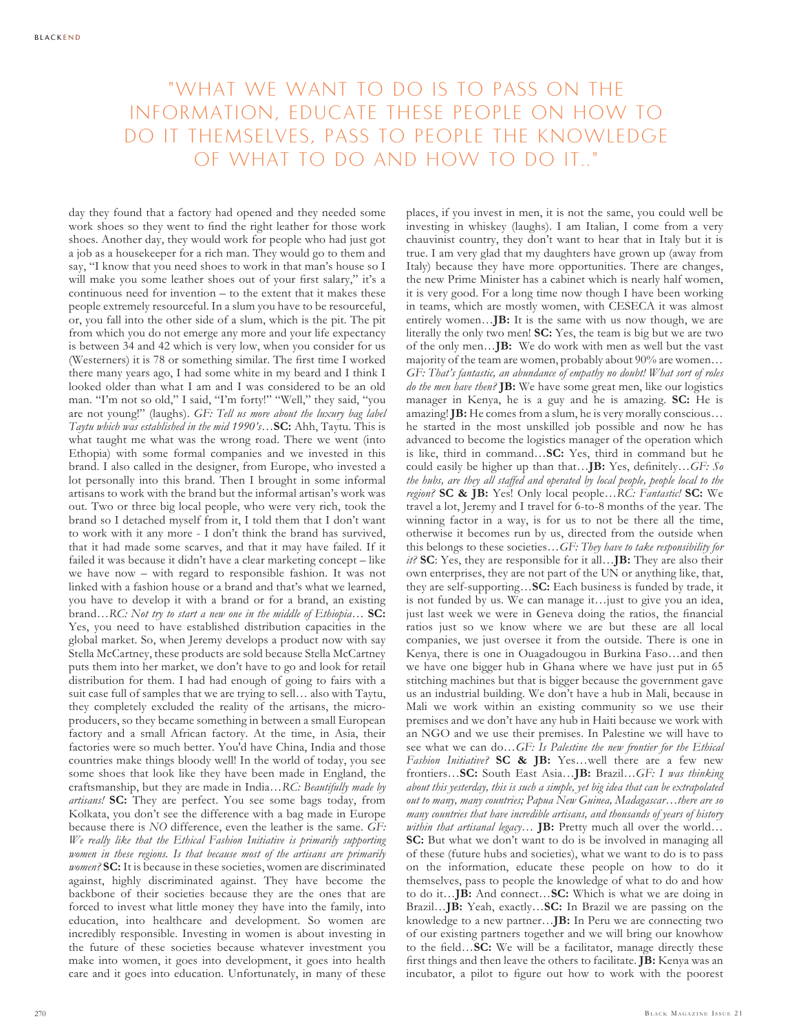"WHAT WE WANT TO DO IS TO PASS ON THE INFORMATION, EDUCATE THESE PEOPLE ON HOW TO DO IT THEMSELVES, PASS TO PEOPLE THE KNOWLEDGE OF WHAT TO DO AND HOW TO DO IT.."

day they found that a factory had opened and they needed some work shoes so they went to find the right leather for those work shoes. Another day, they would work for people who had just got a job as a housekeeper for a rich man. They would go to them and say, "I know that you need shoes to work in that man's house so I will make you some leather shoes out of your first salary," it's a continuous need for invention – to the extent that it makes these people extremely resourceful. In a slum you have to be resourceful, or, you fall into the other side of a slum, which is the pit. The pit from which you do not emerge any more and your life expectancy is between 34 and 42 which is very low, when you consider for us (Westerners) it is 78 or something similar. The first time I worked there many years ago, I had some white in my beard and I think I looked older than what I am and I was considered to be an old man. "I'm not so old," I said, "I'm forty!" "Well," they said, "you are not young!" (laughs). *GF: Tell us more about the luxury bag label Taytu which was established in the mid 1990's…* **SC:** Ahh, Taytu. This is what taught me what was the wrong road. There we went (into Ethopia) with some formal companies and we invested in this brand. I also called in the designer, from Europe, who invested a lot personally into this brand. Then I brought in some informal artisans to work with the brand but the informal artisan's work was out. Two or three big local people, who were very rich, took the brand so I detached myself from it, I told them that I don't want to work with it any more - I don't think the brand has survived, that it had made some scarves, and that it may have failed. If it failed it was because it didn't have a clear marketing concept – like we have now – with regard to responsible fashion. It was not linked with a fashion house or a brand and that's what we learned, you have to develop it with a brand or for a brand, an existing brand…*RC: Not try to start a new one in the middle of Ethiopia…* **SC:** Yes, you need to have established distribution capacities in the global market. So, when Jeremy develops a product now with say Stella McCartney, these products are sold because Stella McCartney puts them into her market, we don't have to go and look for retail distribution for them. I had had enough of going to fairs with a suit case full of samples that we are trying to sell… also with Taytu, they completely excluded the reality of the artisans, the micro-producers, so they became something in between a small European factory and a small African factory. At the time, in Asia, their factories were so much better. You'd have China, India and those countries make things bloody well! In the world of today, you see some shoes that look like they have been made in England, the craftsmanship, but they are made in India…*RC: Beautifully made by artisans!* **SC:** They are perfect. You see some bags today, from Kolkata, you don't see the difference with a bag made in Europe because there is *NO* difference, even the leather is the same. *GF: We really like that the Ethical Fashion Initiative is primarily supporting women in these regions. Is that because most of the artisans are primarily women?* **SC:** It is because in these societies, women are discriminated against, highly discriminated against. They have become the backbone of their societies because they are the ones that are forced to invest what little money they have into the family, into education, into healthcare and development. So women are incredibly responsible. Investing in women is about investing in the future of these societies because whatever investment you make into women, it goes into development, it goes into health care and it goes into education. Unfortunately, in many of these places, if you invest in men, it is not the same, you could well be investing in whiskey (laughs). I am Italian, I come from a very chauvinist country, they don't want to hear that in Italy but it is true. I am very glad that my daughters have grown up (away from Italy) because they have more opportunities. There are changes, the new Prime Minister has a cabinet which is nearly half women, it is very good. For a long time now though I have been working in teams, which are mostly women, with CESECA it was almost entirely women…**JB:** It is the same with us now though, we are literally the only two men! **SC:** Yes, the team is big but we are two of the only men…**JB:** We do work with men as well but the vast majority of the team are women, probably about 90% are women… *GF: That's fantastic, an abundance of empathy no doubt! What sort of roles do the men have then?* **JB:** We have some great men, like our logistics manager in Kenya, he is a guy and he is amazing. **SC:** He is amazing! **JB:** He comes from a slum, he is very morally conscious… he started in the most unskilled job possible and now he has advanced to become the logistics manager of the operation which is like, third in command…**SC:** Yes, third in command but he could easily be higher up than that…**JB:** Yes, definitely…*GF: So the hubs, are they all staffed and operated by local people, people local to the region?* **SC & JB:** Yes! Only local people…*RC: Fantastic!* **SC:** We travel a lot, Jeremy and I travel for 6-to-8 months of the year. The winning factor in a way, is for us to not be there all the time, otherwise it becomes run by us, directed from the outside when this belongs to these societies…*GF: They have to take responsibility for it?* **SC**: Yes, they are responsible for it all…**JB:** They are also their own enterprises, they are not part of the UN or anything like, that, they are self-supporting…**SC:** Each business is funded by trade, it is not funded by us. We can manage it…just to give you an idea, just last week we were in Geneva doing the ratios, the financial ratios just so we know where we are but these are all local companies, we just oversee it from the outside. There is one in Kenya, there is one in Ouagadougou in Burkina Faso…and then we have one bigger hub in Ghana where we have just put in 65 stitching machines but that is bigger because the government gave us an industrial building. We don't have a hub in Mali, because in Mali we work within an existing community so we use their premises and we don't have any hub in Haiti because we work with an NGO and we use their premises. In Palestine we will have to see what we can do…*GF: Is Palestine the new frontier for the Ethical Fashion Initiative?* **SC & JB:** Yes…well there are a few new frontiers…**SC:** South East Asia…**JB:** Brazil…*GF: I was thinking about this yesterday, this is such a simple, yet big idea that can be extrapolated out to many, many countries; Papua New Guinea, Madagascar…there are so many countries that have incredible artisans, and thousands of years of history within that artisanal legacy…* **JB:** Pretty much all over the world… **SC:** But what we don't want to do is be involved in managing all of these (future hubs and societies), what we want to do is to pass on the information, educate these people on how to do it themselves, pass to people the knowledge of what to do and how to do it…**JB:** And connect…**SC:** Which is what we are doing in Brazil…**JB:** Yeah, exactly…**SC:** In Brazil we are passing on the knowledge to a new partner…**JB:** In Peru we are connecting two of our existing partners together and we will bring our knowhow to the field…**SC:** We will be a facilitator, manage directly these first things and then leave the others to facilitate. **JB:** Kenya was an incubator, a pilot to figure out how to work with the poorest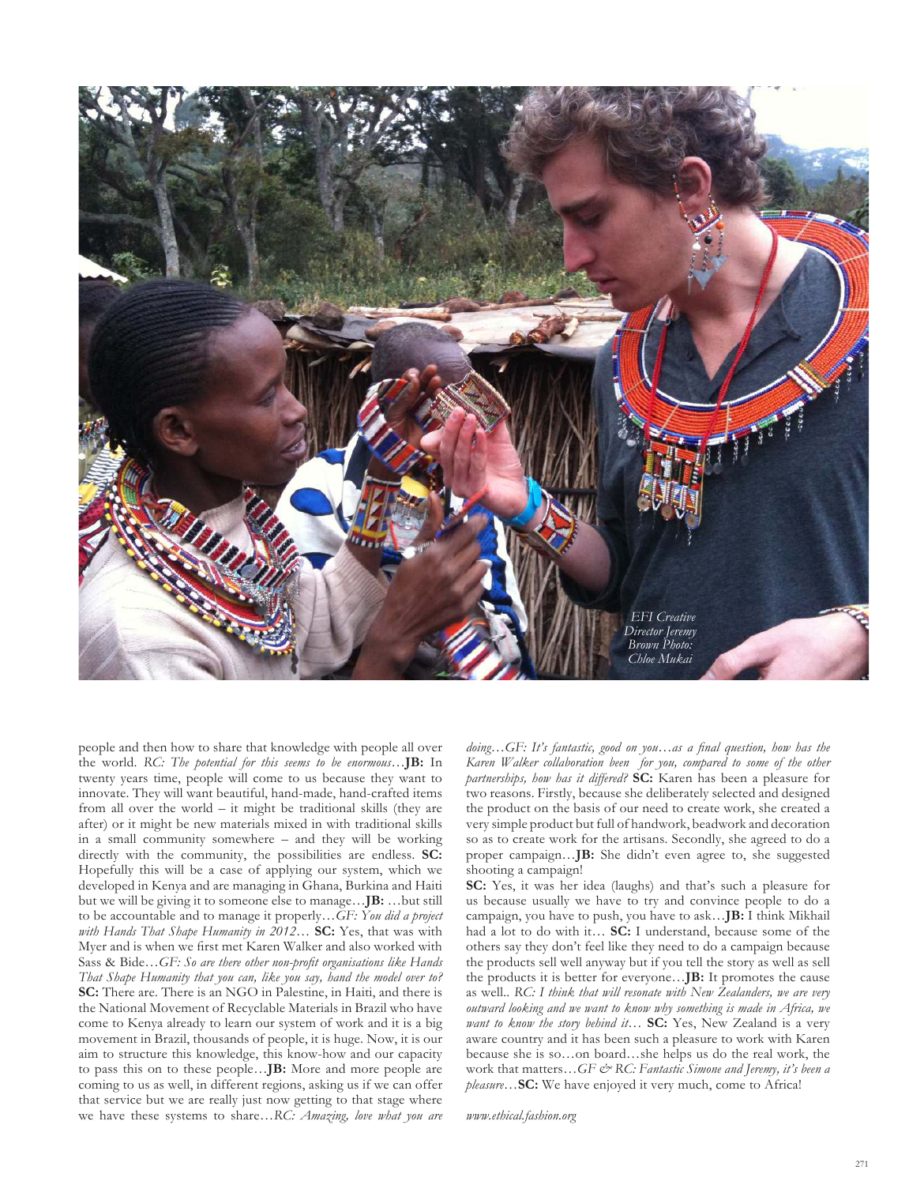*EFI Creative Director Jeremy Brown Photo: Chloe Mukai*

people and then how to share that knowledge with people all over the world. *RC: The potential for this seems to be enormous*…**JB:** In twenty years time, people will come to us because they want to innovate. They will want beautiful, hand-made, hand-crafted items from all over the world – it might be traditional skills (they are after) or it might be new materials mixed in with traditional skills in a small community somewhere – and they will be working directly with the community, the possibilities are endless. **SC:** Hopefully this will be a case of applying our system, which we developed in Kenya and are managing in Ghana, Burkina and Haiti but we will be giving it to someone else to manage…**JB:** …but still to be accountable and to manage it properly…*GF: You did a project with Hands That Shape Humanity in 2012*… **SC:** Yes, that was with Myer and is when we first met Karen Walker and also worked with Sass & Bide…*GF: So are there other non-profit organisations like Hands That Shape Humanity that you can, like you say, hand the model over to?* **SC:** There are. There is an NGO in Palestine, in Haiti, and there is the National Movement of Recyclable Materials in Brazil who have come to Kenya already to learn our system of work and it is a big movement in Brazil, thousands of people, it is huge. Now, it is our aim to structure this knowledge, this know-how and our capacity to pass this on to these people…**JB:** More and more people are coming to us as well, in different regions, asking us if we can offer that service but we are really just now getting to that stage where we have these systems to share…*RC: Amazing, love what you are doing…GF: It's fantastic, good on you…as a final question, how has the Karen Walker collaboration been for you, compared to some of the other partnerships, how has it differed?* **SC:** Karen has been a pleasure for two reasons. Firstly, because she deliberately selected and designed the product on the basis of our need to create work, she created a very simple product but full of handwork, beadwork and decoration so as to create work for the artisans. Secondly, she agreed to do a proper campaign…**JB:** She didn't even agree to, she suggested shooting a campaign!

**SC:** Yes, it was her idea (laughs) and that's such a pleasure for us because usually we have to try and convince people to do a campaign, you have to push, you have to ask…**JB:** I think Mikhail had a lot to do with it… **SC:** I understand, because some of the others say they don't feel like they need to do a campaign because the products sell well anyway but if you tell the story as well as sell the products it is better for everyone…**JB:** It promotes the cause as well.. *RC: I think that will resonate with New Zealanders, we are very outward looking and we want to know why something is made in Africa, we want to know the story behind it…* **SC:** Yes, New Zealand is a very aware country and it has been such a pleasure to work with Karen because she is so…on board…she helps us do the real work, the work that matters…*GF & RC: Fantastic Simone and Jeremy, it's been a pleasure*…**SC:** We have enjoyed it very much, come to Africa!

*www.ethical.fashion.org*